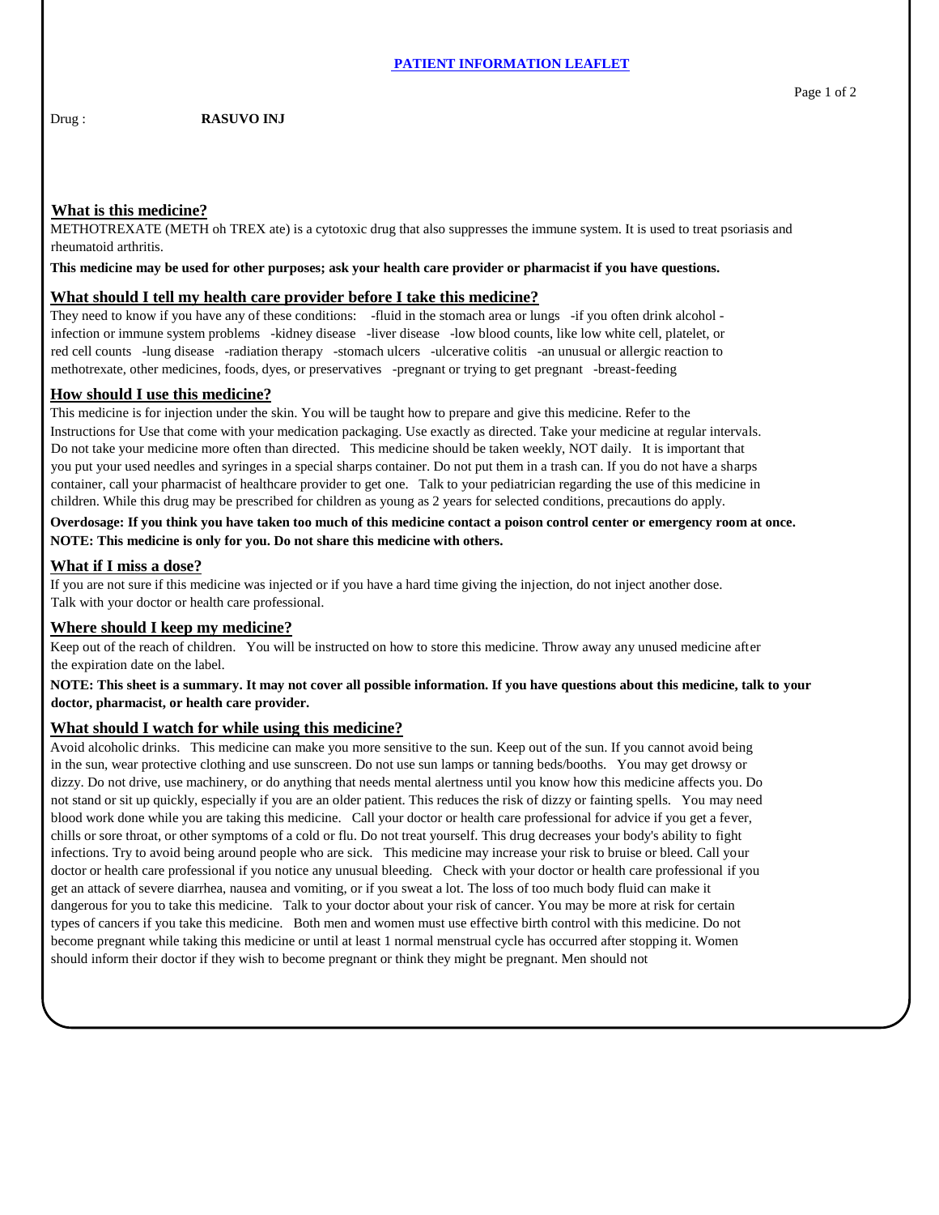# PATIENT INFORMATION LEAFLET

Drug : **RASUVO INJ**

## What is this medicine?

METHOTREXATE (METH oh TREX ate) is a cytotoxic drug that also suppresses the immune system. It is used to treat psoriasis and rheumatoid arthritis.

**This medicine may be used for other purposes; ask your health care provider or pharmacist if you have questions.**

## What should I tell my health care provider before I take this medicine?

They need to know if you have any of these conditions: -fluid in the stomach area or lungs -if you often drink alcohol -infection or immune system problems -kidney disease -liver disease -low blood counts, like low white cell, platelet, or red cell counts -lung disease -radiation therapy -stomach ulcers -ulcerative colitis -an unusual or allergic reaction to methotrexate, other medicines, foods, dyes, or preservatives -pregnant or trying to get pregnant -breast-feeding

## How should I use this medicine?

This medicine is for injection under the skin. You will be taught how to prepare and give this medicine. Refer to the Instructions for Use that come with your medication packaging. Use exactly as directed. Take your medicine at regular intervals. Do not take your medicine more often than directed. This medicine should be taken weekly, NOT daily. It is important that you put your used needles and syringes in a special sharps container. Do not put them in a trash can. If you do not have a sharps container, call your pharmacist of healthcare provider to get one. Talk to your pediatrician regarding the use of this medicine in children. While this drug may be prescribed for children as young as 2 years for selected conditions, precautions do apply.

**Overdosage: If you think you have taken too much of this medicine contact a poison control center or emergency room at once.**
**NOTE: This medicine is only for you. Do not share this medicine with others.**

## What if I miss a dose?

If you are not sure if this medicine was injected or if you have a hard time giving the injection, do not inject another dose. Talk with your doctor or health care professional.

## Where should I keep my medicine?

Keep out of the reach of children. You will be instructed on how to store this medicine. Throw away any unused medicine after the expiration date on the label.

**NOTE: This sheet is a summary. It may not cover all possible information. If you have questions about this medicine, talk to your doctor, pharmacist, or health care provider.**

## What should I watch for while using this medicine?

Avoid alcoholic drinks. This medicine can make you more sensitive to the sun. Keep out of the sun. If you cannot avoid being in the sun, wear protective clothing and use sunscreen. Do not use sun lamps or tanning beds/booths. You may get drowsy or dizzy. Do not drive, use machinery, or do anything that needs mental alertness until you know how this medicine affects you. Do not stand or sit up quickly, especially if you are an older patient. This reduces the risk of dizzy or fainting spells. You may need blood work done while you are taking this medicine. Call your doctor or health care professional for advice if you get a fever, chills or sore throat, or other symptoms of a cold or flu. Do not treat yourself. This drug decreases your body's ability to fight infections. Try to avoid being around people who are sick. This medicine may increase your risk to bruise or bleed. Call your doctor or health care professional if you notice any unusual bleeding. Check with your doctor or health care professional if you get an attack of severe diarrhea, nausea and vomiting, or if you sweat a lot. The loss of too much body fluid can make it dangerous for you to take this medicine. Talk to your doctor about your risk of cancer. You may be more at risk for certain types of cancers if you take this medicine. Both men and women must use effective birth control with this medicine. Do not become pregnant while taking this medicine or until at least 1 normal menstrual cycle has occurred after stopping it. Women should inform their doctor if they wish to become pregnant or think they might be pregnant. Men should not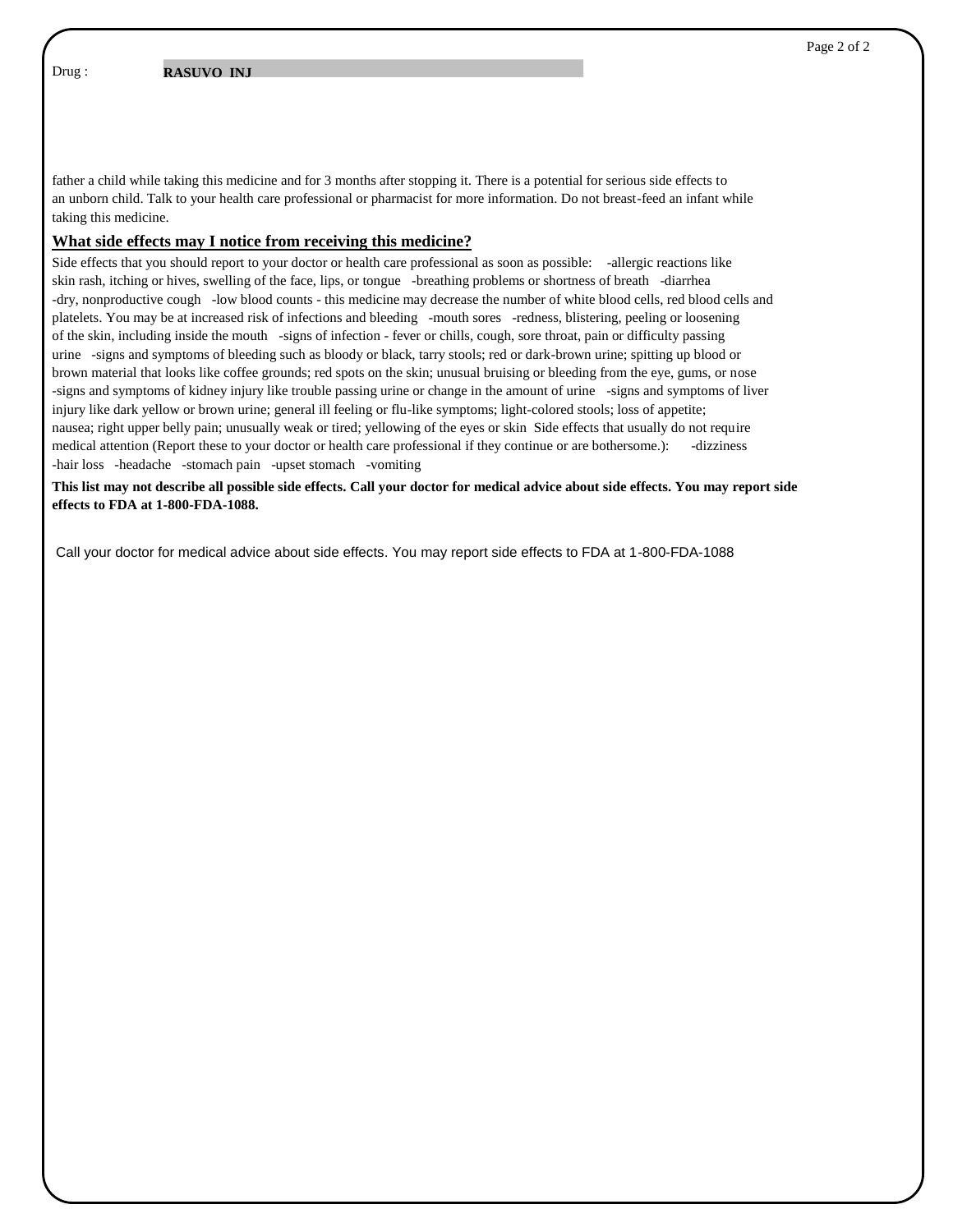Drug : **RASUVO INJ**

father a child while taking this medicine and for 3 months after stopping it. There is a potential for serious side effects to an unborn child. Talk to your health care professional or pharmacist for more information. Do not breast-feed an infant while taking this medicine.

## What side effects may I notice from receiving this medicine?

Side effects that you should report to your doctor or health care professional as soon as possible: -allergic reactions like skin rash, itching or hives, swelling of the face, lips, or tongue -breathing problems or shortness of breath -diarrhea -dry, nonproductive cough -low blood counts - this medicine may decrease the number of white blood cells, red blood cells and platelets. You may be at increased risk of infections and bleeding -mouth sores -redness, blistering, peeling or loosening of the skin, including inside the mouth -signs of infection - fever or chills, cough, sore throat, pain or difficulty passing urine -signs and symptoms of bleeding such as bloody or black, tarry stools; red or dark-brown urine; spitting up blood or brown material that looks like coffee grounds; red spots on the skin; unusual bruising or bleeding from the eye, gums, or nose -signs and symptoms of kidney injury like trouble passing urine or change in the amount of urine -signs and symptoms of liver injury like dark yellow or brown urine; general ill feeling or flu-like symptoms; light-colored stools; loss of appetite; nausea; right upper belly pain; unusually weak or tired; yellowing of the eyes or skin Side effects that usually do not require medical attention (Report these to your doctor or health care professional if they continue or are bothersome.): -dizziness -hair loss -headache -stomach pain -upset stomach -vomiting

**This list may not describe all possible side effects. Call your doctor for medical advice about side effects. You may report side effects to FDA at 1-800-FDA-1088.**

Call your doctor for medical advice about side effects. You may report side effects to FDA at 1-800-FDA-1088